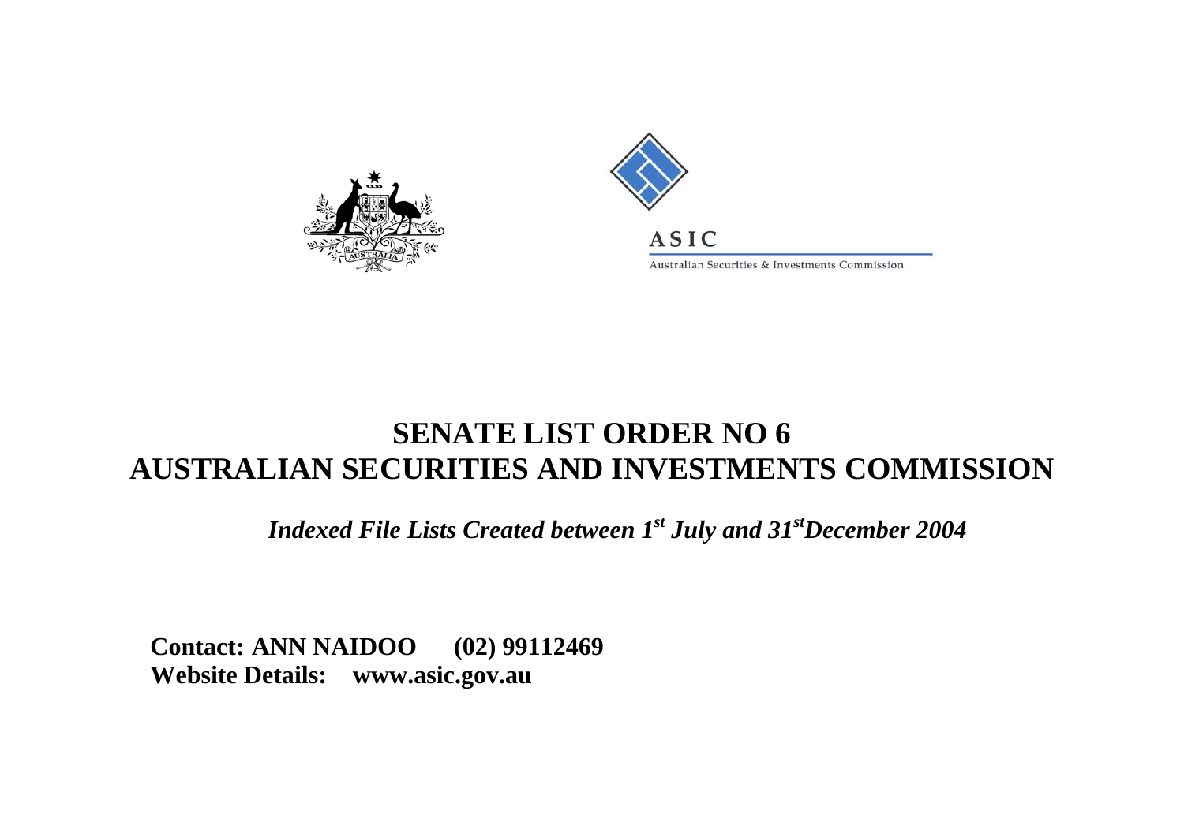ASIC

Australian Securities & Investments Commission

# SENATE LIST ORDER NO 6
# AUSTRALIAN SECURITIES AND INVESTMENTS COMMISSION

***Indexed File Lists Created between 1st July and 31st December 2004***

**Contact: ANN NAIDOO (02) 99112469**
**Website Details: www.asic.gov.au**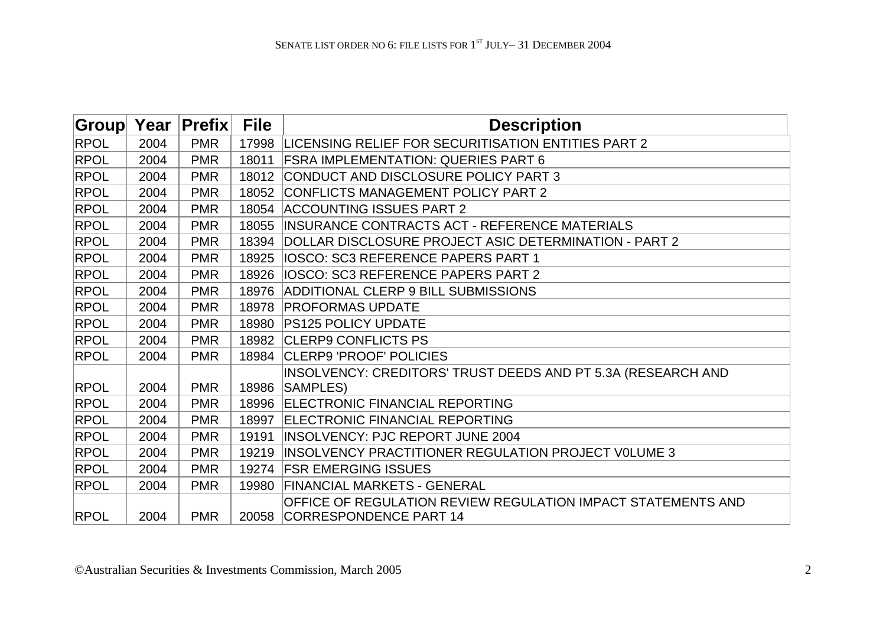| Group | Year | Prefix | File | Description |
|---|---|---|---|---|
| RPOL | 2004 | PMR | 17998 | LICENSING RELIEF FOR SECURITISATION ENTITIES PART 2 |
| RPOL | 2004 | PMR | 18011 | FSRA IMPLEMENTATION: QUERIES PART 6 |
| RPOL | 2004 | PMR | 18012 | CONDUCT AND DISCLOSURE POLICY PART 3 |
| RPOL | 2004 | PMR | 18052 | CONFLICTS MANAGEMENT POLICY PART 2 |
| RPOL | 2004 | PMR | 18054 | ACCOUNTING ISSUES PART 2 |
| RPOL | 2004 | PMR | 18055 | INSURANCE CONTRACTS ACT - REFERENCE MATERIALS |
| RPOL | 2004 | PMR | 18394 | DOLLAR DISCLOSURE PROJECT ASIC DETERMINATION - PART 2 |
| RPOL | 2004 | PMR | 18925 | IOSCO: SC3 REFERENCE PAPERS PART 1 |
| RPOL | 2004 | PMR | 18926 | IOSCO: SC3 REFERENCE PAPERS PART 2 |
| RPOL | 2004 | PMR | 18976 | ADDITIONAL CLERP 9 BILL SUBMISSIONS |
| RPOL | 2004 | PMR | 18978 | PROFORMAS UPDATE |
| RPOL | 2004 | PMR | 18980 | PS125 POLICY UPDATE |
| RPOL | 2004 | PMR | 18982 | CLERP9 CONFLICTS PS |
| RPOL | 2004 | PMR | 18984 | CLERP9 'PROOF' POLICIES |
| RPOL | 2004 | PMR | 18986 | INSOLVENCY: CREDITORS' TRUST DEEDS AND PT 5.3A (RESEARCH AND SAMPLES) |
| RPOL | 2004 | PMR | 18996 | ELECTRONIC FINANCIAL REPORTING |
| RPOL | 2004 | PMR | 18997 | ELECTRONIC FINANCIAL REPORTING |
| RPOL | 2004 | PMR | 19191 | INSOLVENCY: PJC REPORT JUNE 2004 |
| RPOL | 2004 | PMR | 19219 | INSOLVENCY PRACTITIONER REGULATION PROJECT V0LUME 3 |
| RPOL | 2004 | PMR | 19274 | FSR EMERGING ISSUES |
| RPOL | 2004 | PMR | 19980 | FINANCIAL MARKETS - GENERAL |
| RPOL | 2004 | PMR | 20058 | OFFICE OF REGULATION REVIEW REGULATION IMPACT STATEMENTS AND CORRESPONDENCE PART 14 |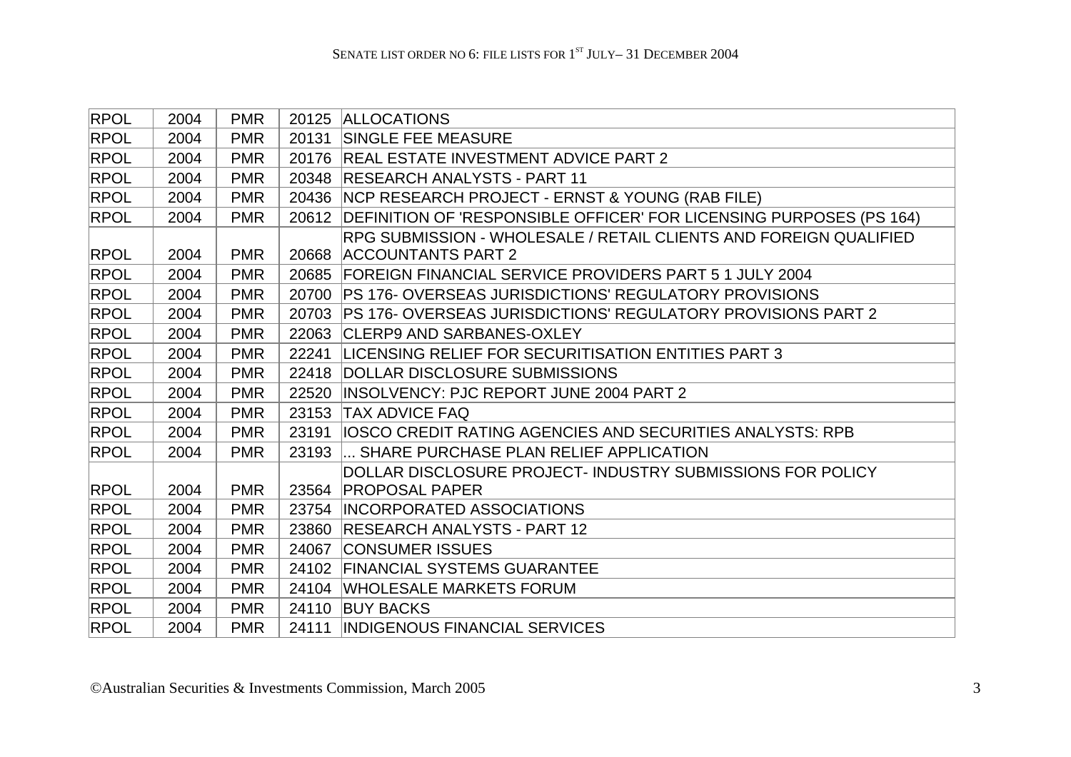| RPOL | 2004 | PMR | 20125 | ALLOCATIONS |
| --- | --- | --- | --- | --- |
| RPOL | 2004 | PMR | 20131 | SINGLE FEE MEASURE |
| RPOL | 2004 | PMR | 20176 | REAL ESTATE INVESTMENT ADVICE PART 2 |
| RPOL | 2004 | PMR | 20348 | RESEARCH ANALYSTS - PART 11 |
| RPOL | 2004 | PMR | 20436 | NCP RESEARCH PROJECT - ERNST & YOUNG (RAB FILE) |
| RPOL | 2004 | PMR | 20612 | DEFINITION OF 'RESPONSIBLE OFFICER' FOR LICENSING PURPOSES (PS 164) |
| RPOL | 2004 | PMR | 20668 | RPG SUBMISSION - WHOLESALE / RETAIL CLIENTS AND FOREIGN QUALIFIED ACCOUNTANTS PART 2 |
| RPOL | 2004 | PMR | 20685 | FOREIGN FINANCIAL SERVICE PROVIDERS PART 5 1 JULY 2004 |
| RPOL | 2004 | PMR | 20700 | PS 176- OVERSEAS JURISDICTIONS' REGULATORY PROVISIONS |
| RPOL | 2004 | PMR | 20703 | PS 176- OVERSEAS JURISDICTIONS' REGULATORY PROVISIONS PART 2 |
| RPOL | 2004 | PMR | 22063 | CLERP9 AND SARBANES-OXLEY |
| RPOL | 2004 | PMR | 22241 | LICENSING RELIEF FOR SECURITISATION ENTITIES PART 3 |
| RPOL | 2004 | PMR | 22418 | DOLLAR DISCLOSURE SUBMISSIONS |
| RPOL | 2004 | PMR | 22520 | INSOLVENCY: PJC REPORT JUNE 2004 PART 2 |
| RPOL | 2004 | PMR | 23153 | TAX ADVICE FAQ |
| RPOL | 2004 | PMR | 23191 | IOSCO CREDIT RATING AGENCIES AND SECURITIES ANALYSTS: RPB |
| RPOL | 2004 | PMR | 23193 | ... SHARE PURCHASE PLAN RELIEF APPLICATION |
| RPOL | 2004 | PMR | 23564 | DOLLAR DISCLOSURE PROJECT- INDUSTRY SUBMISSIONS FOR POLICY PROPOSAL PAPER |
| RPOL | 2004 | PMR | 23754 | INCORPORATED ASSOCIATIONS |
| RPOL | 2004 | PMR | 23860 | RESEARCH ANALYSTS - PART 12 |
| RPOL | 2004 | PMR | 24067 | CONSUMER ISSUES |
| RPOL | 2004 | PMR | 24102 | FINANCIAL SYSTEMS GUARANTEE |
| RPOL | 2004 | PMR | 24104 | WHOLESALE MARKETS FORUM |
| RPOL | 2004 | PMR | 24110 | BUY BACKS |
| RPOL | 2004 | PMR | 24111 | INDIGENOUS FINANCIAL SERVICES |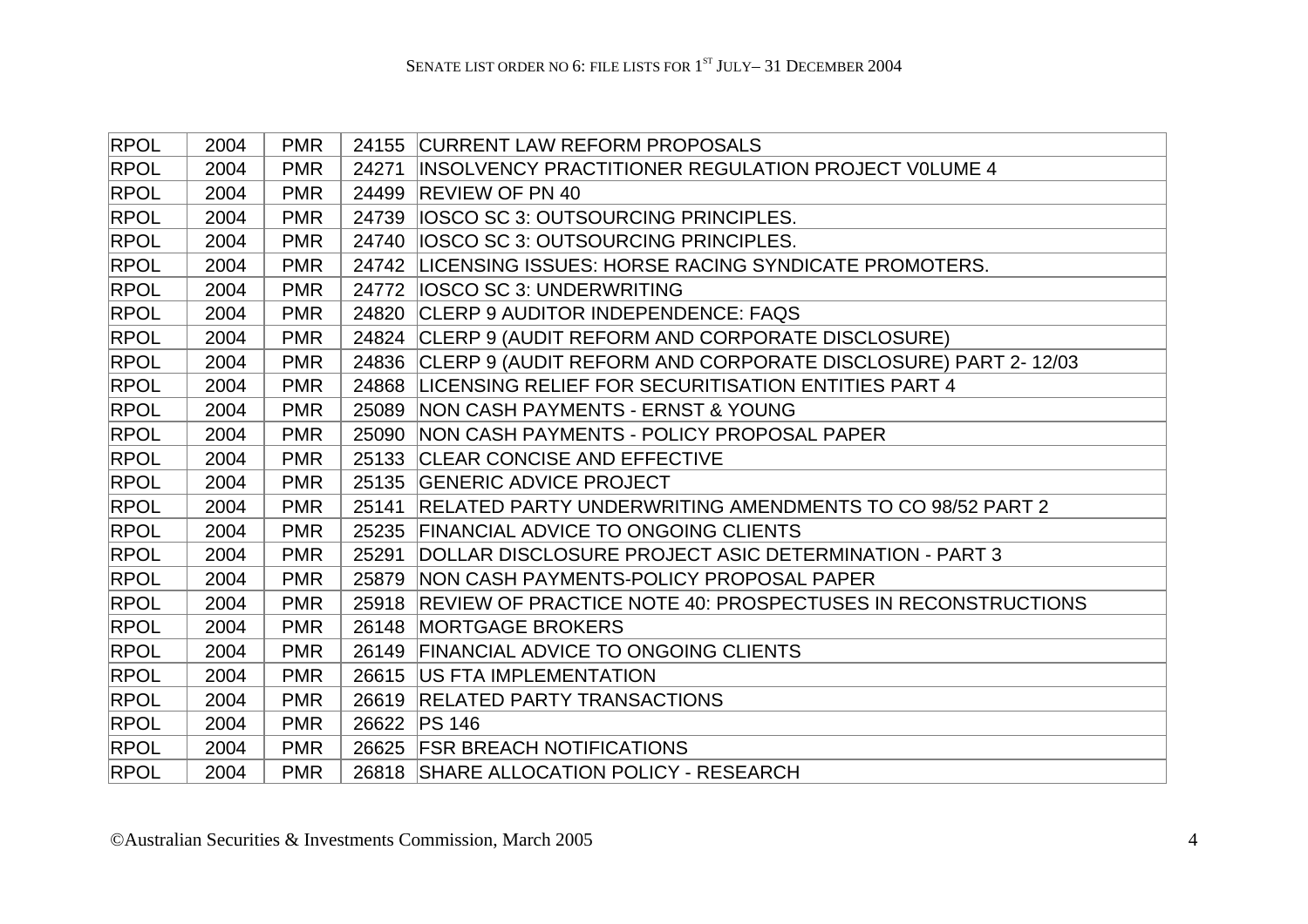| | | | | |
|---|---|---|---|---|
| RPOL | 2004 | PMR | 24155 | CURRENT LAW REFORM PROPOSALS |
| RPOL | 2004 | PMR | 24271 | INSOLVENCY PRACTITIONER REGULATION PROJECT V0LUME 4 |
| RPOL | 2004 | PMR | 24499 | REVIEW OF PN 40 |
| RPOL | 2004 | PMR | 24739 | IOSCO SC 3: OUTSOURCING PRINCIPLES. |
| RPOL | 2004 | PMR | 24740 | IOSCO SC 3: OUTSOURCING PRINCIPLES. |
| RPOL | 2004 | PMR | 24742 | LICENSING ISSUES: HORSE RACING SYNDICATE PROMOTERS. |
| RPOL | 2004 | PMR | 24772 | IOSCO SC 3: UNDERWRITING |
| RPOL | 2004 | PMR | 24820 | CLERP 9 AUDITOR INDEPENDENCE: FAQS |
| RPOL | 2004 | PMR | 24824 | CLERP 9 (AUDIT REFORM AND CORPORATE DISCLOSURE) |
| RPOL | 2004 | PMR | 24836 | CLERP 9 (AUDIT REFORM AND CORPORATE DISCLOSURE) PART 2- 12/03 |
| RPOL | 2004 | PMR | 24868 | LICENSING RELIEF FOR SECURITISATION ENTITIES PART 4 |
| RPOL | 2004 | PMR | 25089 | NON CASH PAYMENTS - ERNST & YOUNG |
| RPOL | 2004 | PMR | 25090 | NON CASH PAYMENTS - POLICY PROPOSAL PAPER |
| RPOL | 2004 | PMR | 25133 | CLEAR CONCISE AND EFFECTIVE |
| RPOL | 2004 | PMR | 25135 | GENERIC ADVICE PROJECT |
| RPOL | 2004 | PMR | 25141 | RELATED PARTY UNDERWRITING AMENDMENTS TO CO 98/52 PART 2 |
| RPOL | 2004 | PMR | 25235 | FINANCIAL ADVICE TO ONGOING CLIENTS |
| RPOL | 2004 | PMR | 25291 | DOLLAR DISCLOSURE PROJECT ASIC DETERMINATION - PART 3 |
| RPOL | 2004 | PMR | 25879 | NON CASH PAYMENTS-POLICY PROPOSAL PAPER |
| RPOL | 2004 | PMR | 25918 | REVIEW OF PRACTICE NOTE 40: PROSPECTUSES IN RECONSTRUCTIONS |
| RPOL | 2004 | PMR | 26148 | MORTGAGE BROKERS |
| RPOL | 2004 | PMR | 26149 | FINANCIAL ADVICE TO ONGOING CLIENTS |
| RPOL | 2004 | PMR | 26615 | US FTA IMPLEMENTATION |
| RPOL | 2004 | PMR | 26619 | RELATED PARTY TRANSACTIONS |
| RPOL | 2004 | PMR | 26622 | PS 146 |
| RPOL | 2004 | PMR | 26625 | FSR BREACH NOTIFICATIONS |
| RPOL | 2004 | PMR | 26818 | SHARE ALLOCATION POLICY - RESEARCH |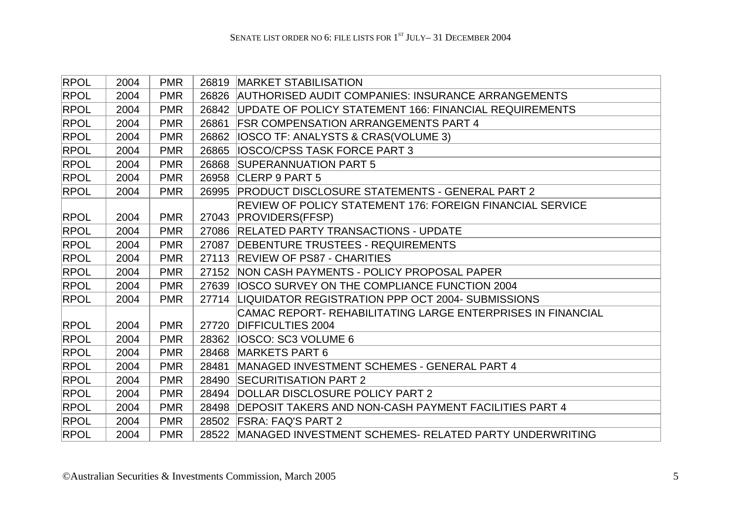| | | | | |
|---|---|---|---|---|
| RPOL | 2004 | PMR | 26819 | MARKET STABILISATION |
| RPOL | 2004 | PMR | 26826 | AUTHORISED AUDIT COMPANIES: INSURANCE ARRANGEMENTS |
| RPOL | 2004 | PMR | 26842 | UPDATE OF POLICY STATEMENT 166: FINANCIAL REQUIREMENTS |
| RPOL | 2004 | PMR | 26861 | FSR COMPENSATION ARRANGEMENTS PART 4 |
| RPOL | 2004 | PMR | 26862 | IOSCO TF: ANALYSTS & CRAS(VOLUME 3) |
| RPOL | 2004 | PMR | 26865 | IOSCO/CPSS TASK FORCE PART 3 |
| RPOL | 2004 | PMR | 26868 | SUPERANNUATION PART 5 |
| RPOL | 2004 | PMR | 26958 | CLERP 9 PART 5 |
| RPOL | 2004 | PMR | 26995 | PRODUCT DISCLOSURE STATEMENTS - GENERAL PART 2 |
| RPOL | 2004 | PMR | 27043 | REVIEW OF POLICY STATEMENT 176: FOREIGN FINANCIAL SERVICE PROVIDERS(FFSP) |
| RPOL | 2004 | PMR | 27086 | RELATED PARTY TRANSACTIONS - UPDATE |
| RPOL | 2004 | PMR | 27087 | DEBENTURE TRUSTEES - REQUIREMENTS |
| RPOL | 2004 | PMR | 27113 | REVIEW OF PS87 - CHARITIES |
| RPOL | 2004 | PMR | 27152 | NON CASH PAYMENTS - POLICY PROPOSAL PAPER |
| RPOL | 2004 | PMR | 27639 | IOSCO SURVEY ON THE COMPLIANCE FUNCTION 2004 |
| RPOL | 2004 | PMR | 27714 | LIQUIDATOR REGISTRATION PPP OCT 2004- SUBMISSIONS |
| RPOL | 2004 | PMR | 27720 | CAMAC REPORT- REHABILITATING LARGE ENTERPRISES IN FINANCIAL DIFFICULTIES 2004 |
| RPOL | 2004 | PMR | 28362 | IOSCO: SC3 VOLUME 6 |
| RPOL | 2004 | PMR | 28468 | MARKETS PART 6 |
| RPOL | 2004 | PMR | 28481 | MANAGED INVESTMENT SCHEMES - GENERAL PART 4 |
| RPOL | 2004 | PMR | 28490 | SECURITISATION PART 2 |
| RPOL | 2004 | PMR | 28494 | DOLLAR DISCLOSURE POLICY PART 2 |
| RPOL | 2004 | PMR | 28498 | DEPOSIT TAKERS AND NON-CASH PAYMENT FACILITIES PART 4 |
| RPOL | 2004 | PMR | 28502 | FSRA: FAQ'S PART 2 |
| RPOL | 2004 | PMR | 28522 | MANAGED INVESTMENT SCHEMES- RELATED PARTY UNDERWRITING |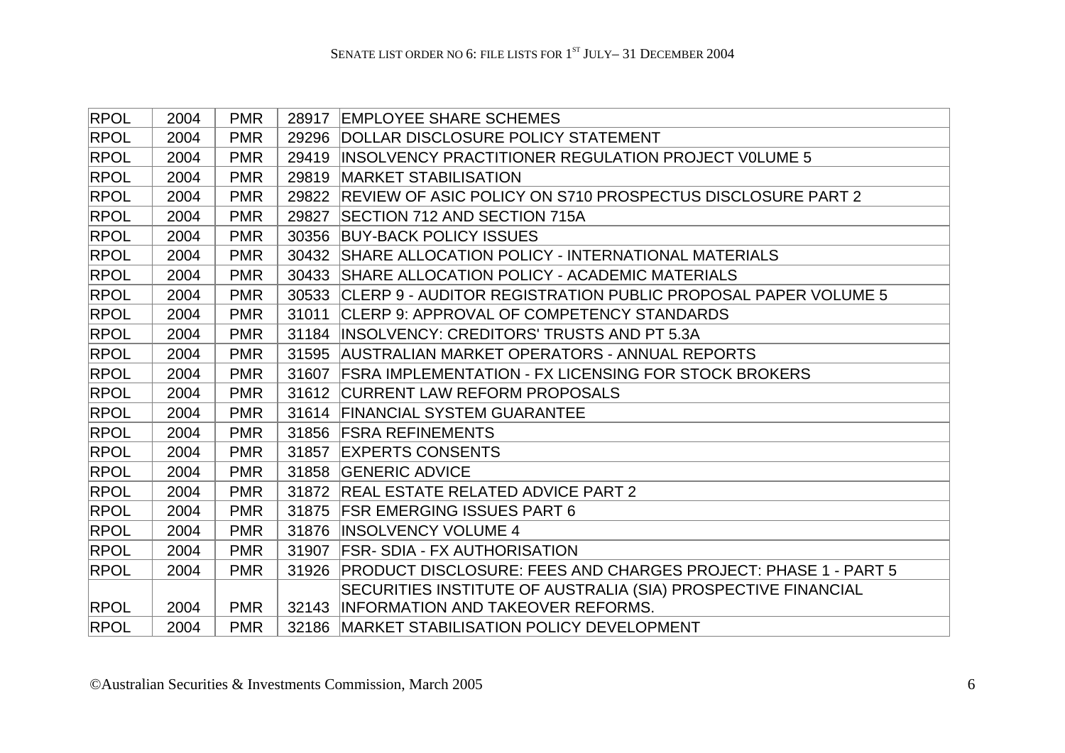| RPOL | 2004 | PMR | 28917 | EMPLOYEE SHARE SCHEMES |
|---|---|---|---|---|
| RPOL | 2004 | PMR | 29296 | DOLLAR DISCLOSURE POLICY STATEMENT |
| RPOL | 2004 | PMR | 29419 | INSOLVENCY PRACTITIONER REGULATION PROJECT V0LUME 5 |
| RPOL | 2004 | PMR | 29819 | MARKET STABILISATION |
| RPOL | 2004 | PMR | 29822 | REVIEW OF ASIC POLICY ON S710 PROSPECTUS DISCLOSURE PART 2 |
| RPOL | 2004 | PMR | 29827 | SECTION 712 AND SECTION 715A |
| RPOL | 2004 | PMR | 30356 | BUY-BACK POLICY ISSUES |
| RPOL | 2004 | PMR | 30432 | SHARE ALLOCATION POLICY - INTERNATIONAL MATERIALS |
| RPOL | 2004 | PMR | 30433 | SHARE ALLOCATION POLICY - ACADEMIC MATERIALS |
| RPOL | 2004 | PMR | 30533 | CLERP 9 - AUDITOR REGISTRATION PUBLIC PROPOSAL PAPER VOLUME 5 |
| RPOL | 2004 | PMR | 31011 | CLERP 9: APPROVAL OF COMPETENCY STANDARDS |
| RPOL | 2004 | PMR | 31184 | INSOLVENCY: CREDITORS' TRUSTS AND PT 5.3A |
| RPOL | 2004 | PMR | 31595 | AUSTRALIAN MARKET OPERATORS - ANNUAL REPORTS |
| RPOL | 2004 | PMR | 31607 | FSRA IMPLEMENTATION - FX LICENSING FOR STOCK BROKERS |
| RPOL | 2004 | PMR | 31612 | CURRENT LAW REFORM PROPOSALS |
| RPOL | 2004 | PMR | 31614 | FINANCIAL SYSTEM GUARANTEE |
| RPOL | 2004 | PMR | 31856 | FSRA REFINEMENTS |
| RPOL | 2004 | PMR | 31857 | EXPERTS CONSENTS |
| RPOL | 2004 | PMR | 31858 | GENERIC ADVICE |
| RPOL | 2004 | PMR | 31872 | REAL ESTATE RELATED ADVICE PART 2 |
| RPOL | 2004 | PMR | 31875 | FSR EMERGING ISSUES PART 6 |
| RPOL | 2004 | PMR | 31876 | INSOLVENCY VOLUME 4 |
| RPOL | 2004 | PMR | 31907 | FSR- SDIA - FX AUTHORISATION |
| RPOL | 2004 | PMR | 31926 | PRODUCT DISCLOSURE: FEES AND CHARGES PROJECT: PHASE 1 - PART 5 |
| RPOL | 2004 | PMR | 32143 | SECURITIES INSTITUTE OF AUSTRALIA (SIA) PROSPECTIVE FINANCIAL INFORMATION AND TAKEOVER REFORMS. |
| RPOL | 2004 | PMR | 32186 | MARKET STABILISATION POLICY DEVELOPMENT |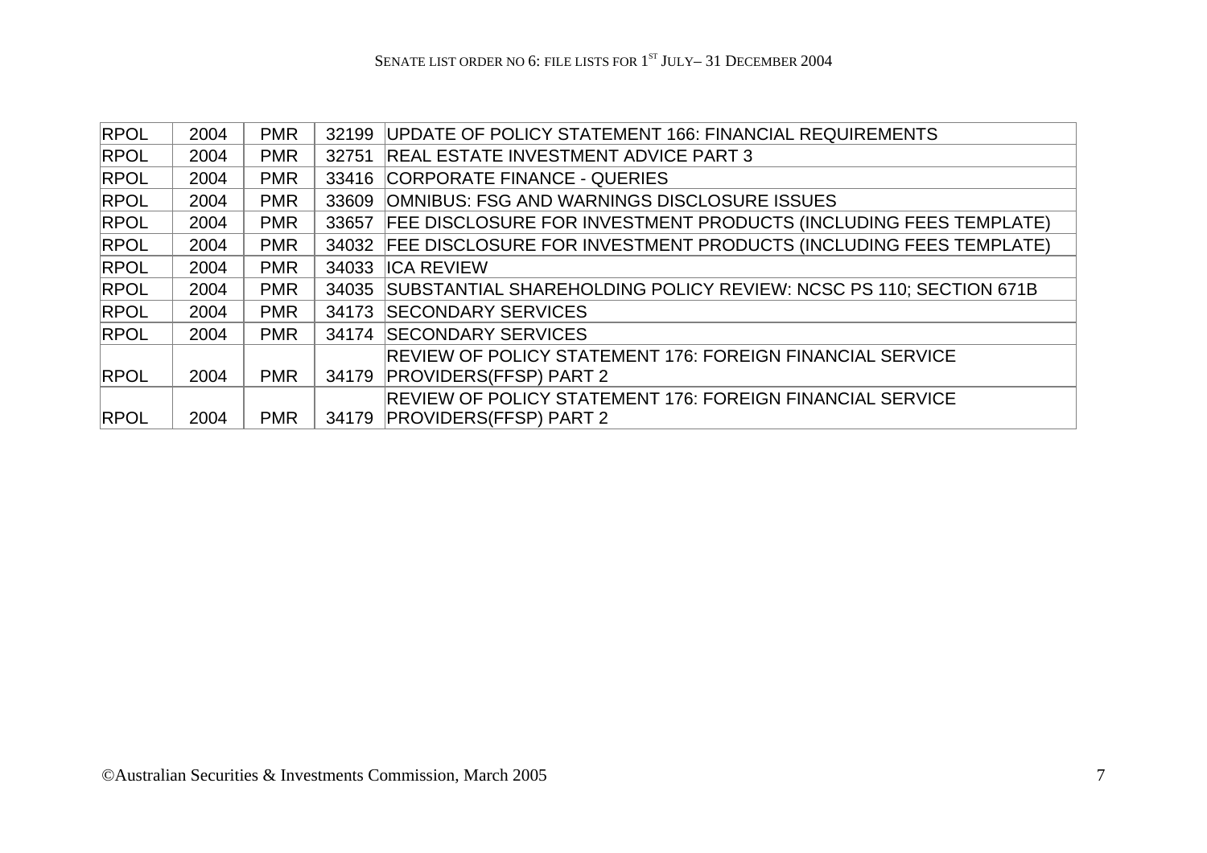| | | | | |
|---|---|---|---|---|
| RPOL | 2004 | PMR | 32199 | UPDATE OF POLICY STATEMENT 166: FINANCIAL REQUIREMENTS |
| RPOL | 2004 | PMR | 32751 | REAL ESTATE INVESTMENT ADVICE PART 3 |
| RPOL | 2004 | PMR | 33416 | CORPORATE FINANCE - QUERIES |
| RPOL | 2004 | PMR | 33609 | OMNIBUS: FSG AND WARNINGS DISCLOSURE ISSUES |
| RPOL | 2004 | PMR | 33657 | FEE DISCLOSURE FOR INVESTMENT PRODUCTS (INCLUDING FEES TEMPLATE) |
| RPOL | 2004 | PMR | 34032 | FEE DISCLOSURE FOR INVESTMENT PRODUCTS (INCLUDING FEES TEMPLATE) |
| RPOL | 2004 | PMR | 34033 | ICA REVIEW |
| RPOL | 2004 | PMR | 34035 | SUBSTANTIAL SHAREHOLDING POLICY REVIEW: NCSC PS 110; SECTION 671B |
| RPOL | 2004 | PMR | 34173 | SECONDARY SERVICES |
| RPOL | 2004 | PMR | 34174 | SECONDARY SERVICES |
| RPOL | 2004 | PMR | 34179 | REVIEW OF POLICY STATEMENT 176: FOREIGN FINANCIAL SERVICE PROVIDERS(FFSP) PART 2 |
| RPOL | 2004 | PMR | 34179 | REVIEW OF POLICY STATEMENT 176: FOREIGN FINANCIAL SERVICE PROVIDERS(FFSP) PART 2 |

©Australian Securities & Investments Commission, March 2005